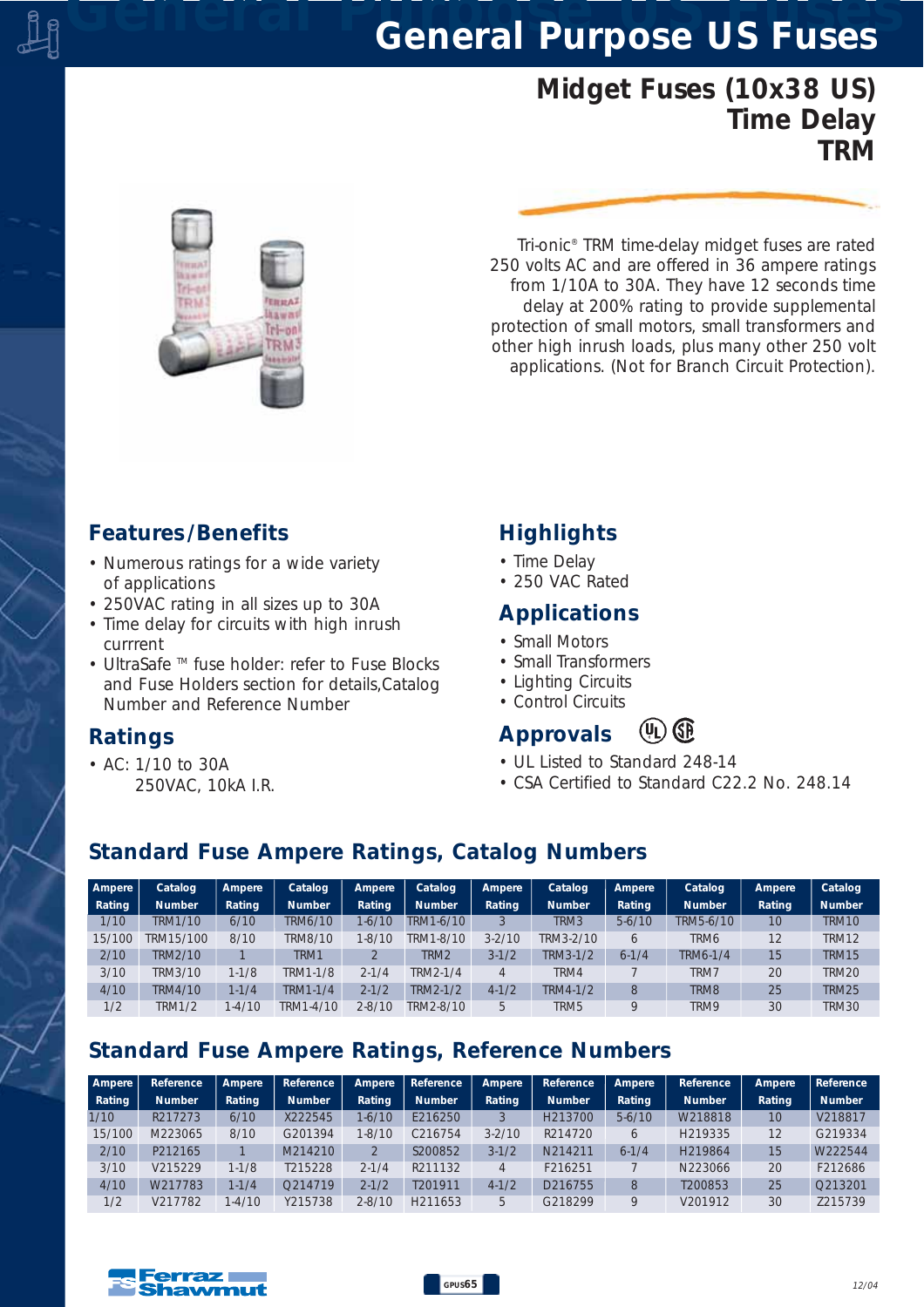# General Purpose US Fuses

## Midget Fuses (10x38 US) Time Delay TRM

Tri-onic® TRM time-delay midget fuses are rated 250 volts AC and are offered in 36 ampere ratings from 1/10A to 30A. They have 12 seconds time delay at 200% rating to provide supplemental protection of small motors, small transformers and other high inrush loads, plus many other 250 volt applications. (Not for Branch Circuit Protection).

### Features/Benefits

- Numerous ratings for a wide variety of applications
- 250VAC rating in all sizes up to 30A
- Time delay for circuits with high inrush currrent
- UltraSafe ™ fuse holder: refer to Fuse Blocks and Fuse Holders section for details,Catalog Number and Reference Number

### Ratings

- AC: 1/10 to 30A
  250VAC, 10kA I.R.

### Highlights

- Time Delay
- 250 VAC Rated

### Applications

- Small Motors
- Small Transformers
- Lighting Circuits
- Control Circuits

### Approvals

- UL Listed to Standard 248-14
- CSA Certified to Standard C22.2 No. 248.14

### Standard Fuse Ampere Ratings, Catalog Numbers

| Ampere Rating | Catalog Number | Ampere Rating | Catalog Number | Ampere Rating | Catalog Number | Ampere Rating | Catalog Number | Ampere Rating | Catalog Number | Ampere Rating | Catalog Number |
|---|---|---|---|---|---|---|---|---|---|---|---|
| 1/10 | TRM1/10 | 6/10 | TRM6/10 | 1-6/10 | TRM1-6/10 | 3 | TRM3 | 5-6/10 | TRM5-6/10 | 10 | TRM10 |
| 15/100 | TRM15/100 | 8/10 | TRM8/10 | 1-8/10 | TRM1-8/10 | 3-2/10 | TRM3-2/10 | 6 | TRM6 | 12 | TRM12 |
| 2/10 | TRM2/10 | 1 | TRM1 | 2 | TRM2 | 3-1/2 | TRM3-1/2 | 6-1/4 | TRM6-1/4 | 15 | TRM15 |
| 3/10 | TRM3/10 | 1-1/8 | TRM1-1/8 | 2-1/4 | TRM2-1/4 | 4 | TRM4 | 7 | TRM7 | 20 | TRM20 |
| 4/10 | TRM4/10 | 1-1/4 | TRM1-1/4 | 2-1/2 | TRM2-1/2 | 4-1/2 | TRM4-1/2 | 8 | TRM8 | 25 | TRM25 |
| 1/2 | TRM1/2 | 1-4/10 | TRM1-4/10 | 2-8/10 | TRM2-8/10 | 5 | TRM5 | 9 | TRM9 | 30 | TRM30 |

### Standard Fuse Ampere Ratings, Reference Numbers

| Ampere Rating | Reference Number | Ampere Rating | Reference Number | Ampere Rating | Reference Number | Ampere Rating | Reference Number | Ampere Rating | Reference Number | Ampere Rating | Reference Number |
|---|---|---|---|---|---|---|---|---|---|---|---|
| 1/10 | R217273 | 6/10 | X222545 | 1-6/10 | E216250 | 3 | H213700 | 5-6/10 | W218818 | 10 | V218817 |
| 15/100 | M223065 | 8/10 | G201394 | 1-8/10 | C216754 | 3-2/10 | R214720 | 6 | H219335 | 12 | G219334 |
| 2/10 | P212165 | 1 | M214210 | 2 | S200852 | 3-1/2 | N214211 | 6-1/4 | H219864 | 15 | W222544 |
| 3/10 | V215229 | 1-1/8 | T215228 | 2-1/4 | R211132 | 4 | F216251 | 7 | N223066 | 20 | F212686 |
| 4/10 | W217783 | 1-1/4 | Q214719 | 2-1/2 | T201911 | 4-1/2 | D216755 | 8 | T200853 | 25 | Q213201 |
| 1/2 | V217782 | 1-4/10 | Y215738 | 2-8/10 | H211653 | 5 | G218299 | 9 | V201912 | 30 | Z215739 |

Ferraz Shawmut

12/04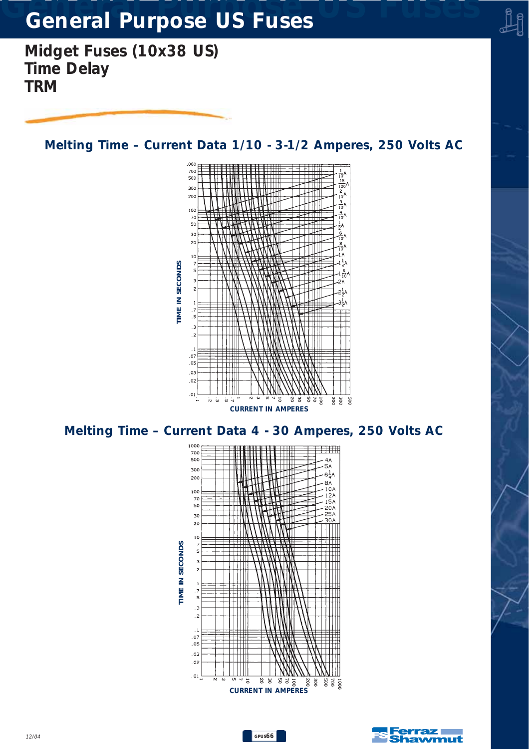# General Purpose US Fuses

## Midget Fuses (10x38 US)
## Time Delay
## TRM

### Melting Time – Current Data 1/10 - 3-1/2 Amperes, 250 Volts AC

TIME IN SECONDS

.000 700 500 300 200 100 70 50 30 20 10 7 5 3 2 1 .7 .5 .3 .2 .1 .07 .05 .03 .02 .01

1/10A
15/100A
2/10A
3/10A
4/10A
1/2A
6/10A
8/10A
1A
1 1/4A
1 6/10A
2A
2 1/2A
3 1/2A

.1 .2 .3 .5 .7 1 2 3 5 7 10 20 30 50 70 100 200 300 500

CURRENT IN AMPERES

### Melting Time – Current Data 4 - 30 Amperes, 250 Volts AC

TIME IN SECONDS

1000 700 500 300 200 100 70 50 30 20 10 7 5 3 2 1 .7 .5 .3 .2 .1 .07 .05 .03 .02 .01

4A
5A
6 1/4A
8A
10A
12A
15A
20A
25A
30A

1 2 3 5 7 10 20 30 50 70 100 200 300 500 700 1000

CURRENT IN AMPERES

12/04